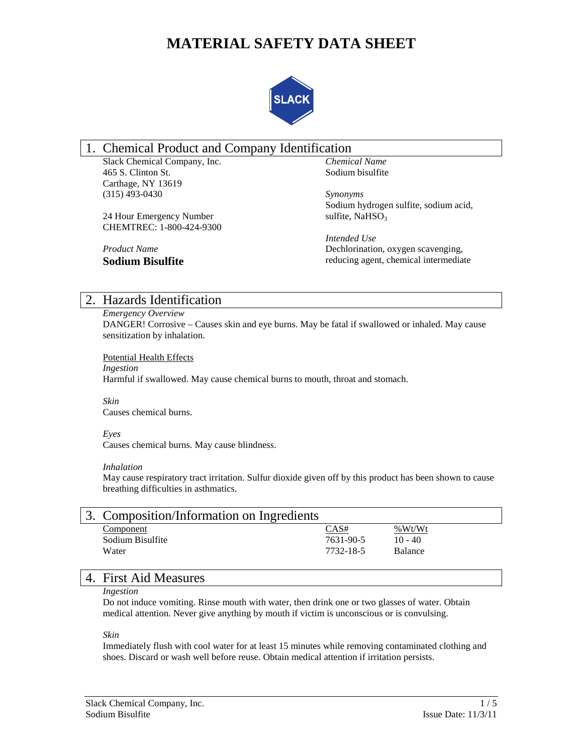# MATERIAL SAFETY DATA SHEET

SLACK

## 1. Chemical Product and Company Identification

Slack Chemical Company, Inc.
465 S. Clinton St.
Carthage, NY 13619
(315) 493-0430

24 Hour Emergency Number
CHEMTREC: 1-800-424-9300

*Product Name*
**Sodium Bisulfite**

*Chemical Name*
Sodium bisulfite

*Synonyms*
Sodium hydrogen sulfite, sodium acid, sulfite, $NaHSO_3$

*Intended Use*
Dechlorination, oxygen scavenging, reducing agent, chemical intermediate

## 2. Hazards Identification

*Emergency Overview*
DANGER! Corrosive – Causes skin and eye burns. May be fatal if swallowed or inhaled. May cause sensitization by inhalation.

Potential Health Effects

*Ingestion*
Harmful if swallowed. May cause chemical burns to mouth, throat and stomach.

*Skin*
Causes chemical burns.

*Eyes*
Causes chemical burns. May cause blindness.

*Inhalation*
May cause respiratory tract irritation. Sulfur dioxide given off by this product has been shown to cause breathing difficulties in asthmatics.

## 3. Composition/Information on Ingredients

| Component | CAS# | %Wt/Wt |
|---|---|---|
| Sodium Bisulfite | 7631-90-5 | 10 - 40 |
| Water | 7732-18-5 | Balance |

## 4. First Aid Measures

*Ingestion*
Do not induce vomiting. Rinse mouth with water, then drink one or two glasses of water. Obtain medical attention. Never give anything by mouth if victim is unconscious or is convulsing.

*Skin*
Immediately flush with cool water for at least 15 minutes while removing contaminated clothing and shoes. Discard or wash well before reuse. Obtain medical attention if irritation persists.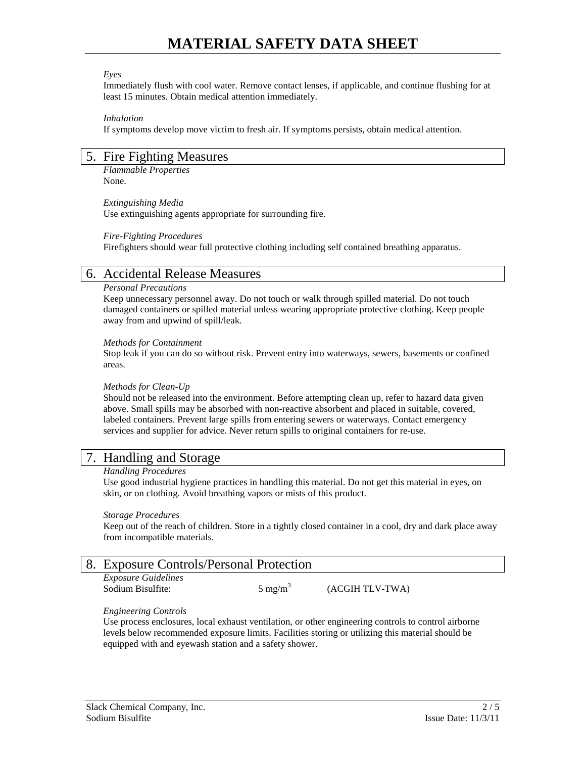*Eyes*
Immediately flush with cool water. Remove contact lenses, if applicable, and continue flushing for at least 15 minutes. Obtain medical attention immediately.

*Inhalation*
If symptoms develop move victim to fresh air. If symptoms persists, obtain medical attention.

## 5. Fire Fighting Measures

*Flammable Properties*
None.

*Extinguishing Media*
Use extinguishing agents appropriate for surrounding fire.

*Fire-Fighting Procedures*
Firefighters should wear full protective clothing including self contained breathing apparatus.

## 6. Accidental Release Measures

*Personal Precautions*
Keep unnecessary personnel away. Do not touch or walk through spilled material. Do not touch damaged containers or spilled material unless wearing appropriate protective clothing. Keep people away from and upwind of spill/leak.

*Methods for Containment*
Stop leak if you can do so without risk. Prevent entry into waterways, sewers, basements or confined areas.

*Methods for Clean-Up*
Should not be released into the environment. Before attempting clean up, refer to hazard data given above. Small spills may be absorbed with non-reactive absorbent and placed in suitable, covered, labeled containers. Prevent large spills from entering sewers or waterways. Contact emergency services and supplier for advice. Never return spills to original containers for re-use.

## 7. Handling and Storage

*Handling Procedures*
Use good industrial hygiene practices in handling this material. Do not get this material in eyes, on skin, or on clothing. Avoid breathing vapors or mists of this product.

*Storage Procedures*
Keep out of the reach of children. Store in a tightly closed container in a cool, dry and dark place away from incompatible materials.

## 8. Exposure Controls/Personal Protection

*Exposure Guidelines*

| | | |
|---|---|---|
| Sodium Bisulfite: | 5 $mg/m^3$ | (ACGIH TLV-TWA) |

*Engineering Controls*
Use process enclosures, local exhaust ventilation, or other engineering controls to control airborne levels below recommended exposure limits. Facilities storing or utilizing this material should be equipped with and eyewash station and a safety shower.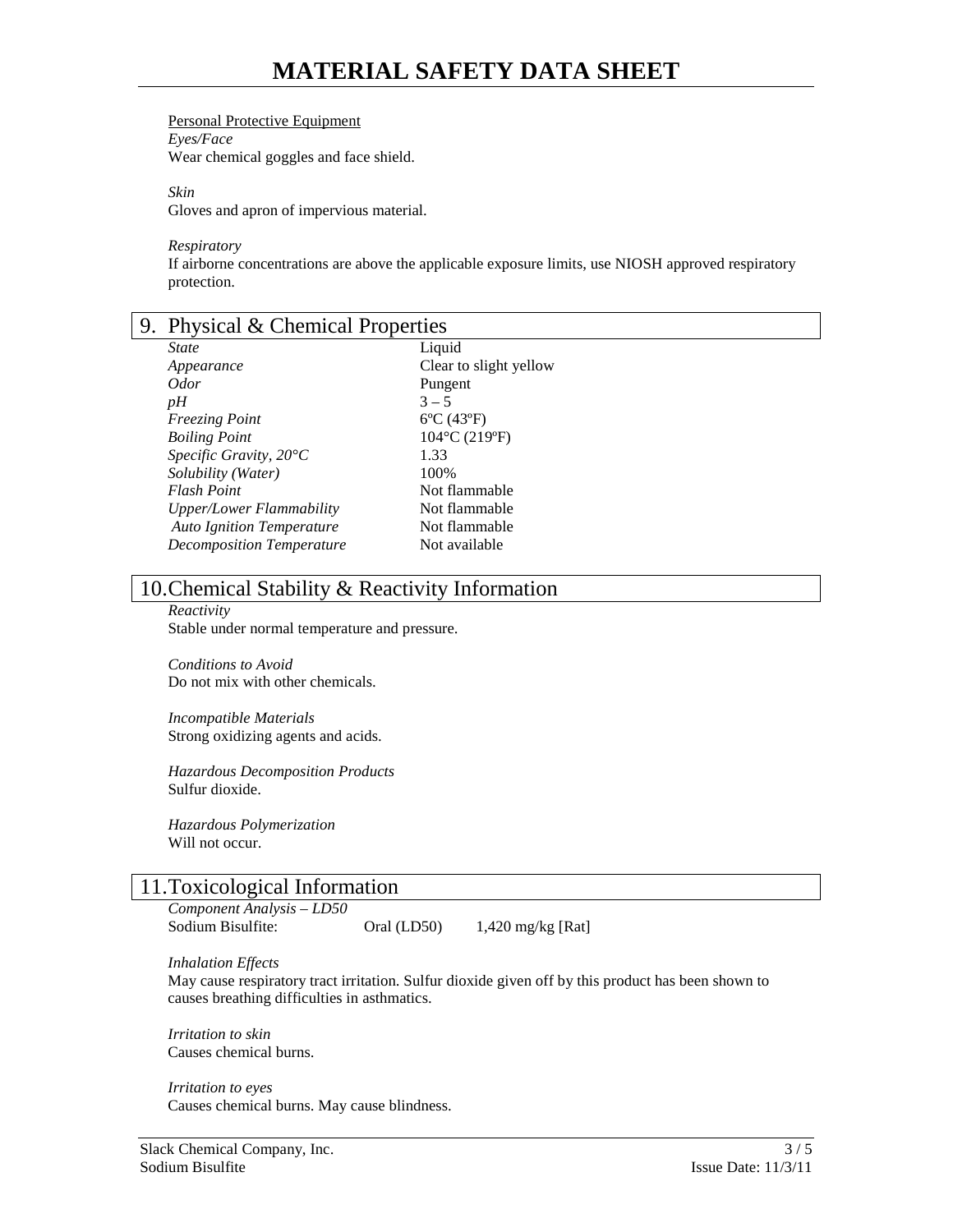Personal Protective Equipment

*Eyes/Face*

Wear chemical goggles and face shield.

*Skin*

Gloves and apron of impervious material.

*Respiratory*

If airborne concentrations are above the applicable exposure limits, use NIOSH approved respiratory protection.

## 9. Physical & Chemical Properties

| | |
|---|---|
| *State* | Liquid |
| *Appearance* | Clear to slight yellow |
| *Odor* | Pungent |
| *pH* | 3 – 5 |
| *Freezing Point* | 6ºC (43ºF) |
| *Boiling Point* | 104°C (219ºF) |
| *Specific Gravity, 20°C* | 1.33 |
| *Solubility (Water)* | 100% |
| *Flash Point* | Not flammable |
| *Upper/Lower Flammability* | Not flammable |
| *Auto Ignition Temperature* | Not flammable |
| *Decomposition Temperature* | Not available |

## 10. Chemical Stability & Reactivity Information

*Reactivity*

Stable under normal temperature and pressure.

*Conditions to Avoid*

Do not mix with other chemicals.

*Incompatible Materials*

Strong oxidizing agents and acids.

*Hazardous Decomposition Products*

Sulfur dioxide.

*Hazardous Polymerization*

Will not occur.

## 11. Toxicological Information

*Component Analysis – LD50*

| | | |
|---|---|---|
| Sodium Bisulfite: | Oral (LD50) | 1,420 mg/kg [Rat] |

*Inhalation Effects*

May cause respiratory tract irritation. Sulfur dioxide given off by this product has been shown to causes breathing difficulties in asthmatics.

*Irritation to skin*

Causes chemical burns.

*Irritation to eyes*

Causes chemical burns. May cause blindness.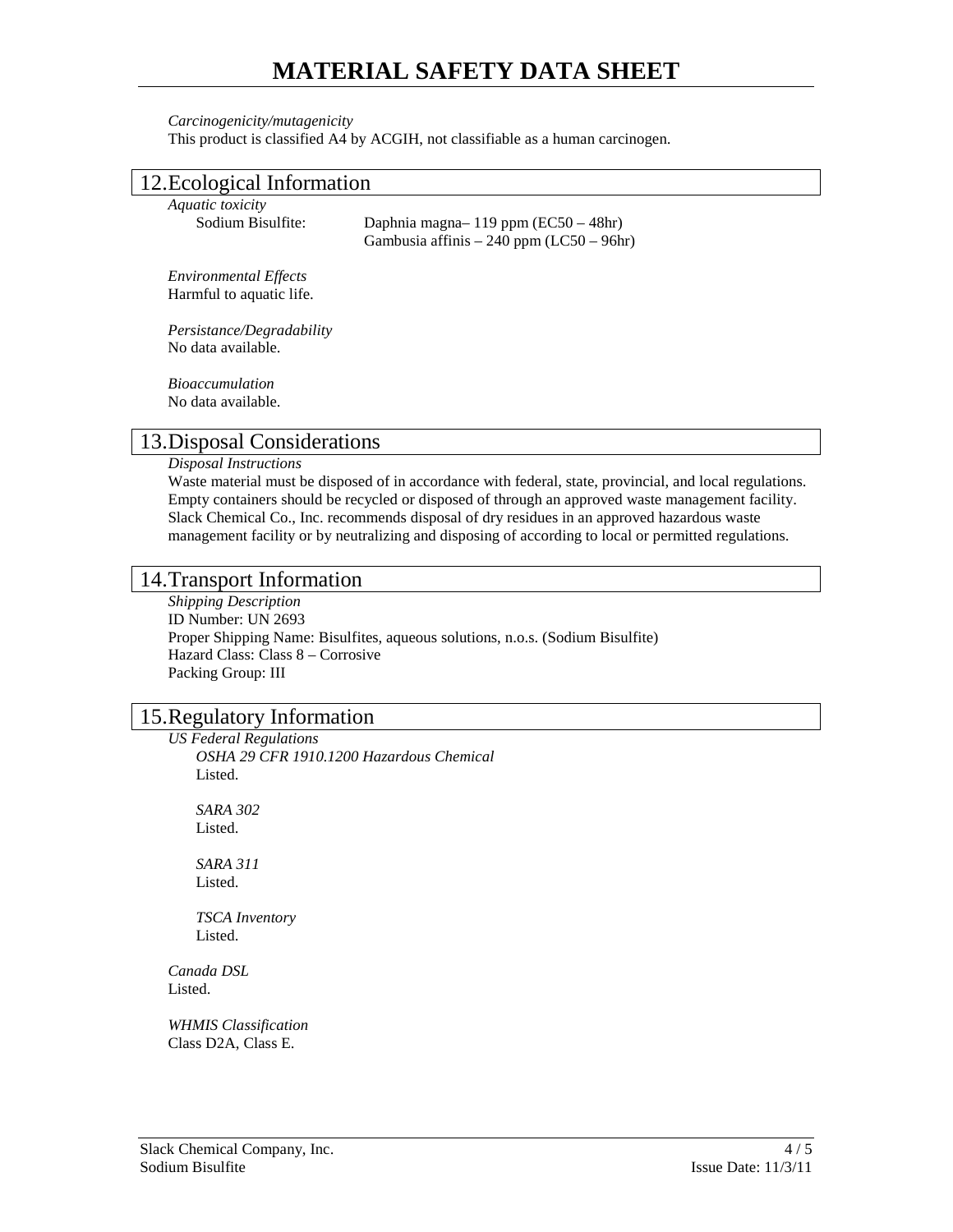*Carcinogenicity/mutagenicity*
This product is classified A4 by ACGIH, not classifiable as a human carcinogen.

## 12. Ecological Information

*Aquatic toxicity*

Sodium Bisulfite: Daphnia magna– 119 ppm (EC50 – 48hr)
Gambusia affinis – 240 ppm (LC50 – 96hr)

*Environmental Effects*
Harmful to aquatic life.

*Persistance/Degradability*
No data available.

*Bioaccumulation*
No data available.

## 13. Disposal Considerations

*Disposal Instructions*
Waste material must be disposed of in accordance with federal, state, provincial, and local regulations. Empty containers should be recycled or disposed of through an approved waste management facility. Slack Chemical Co., Inc. recommends disposal of dry residues in an approved hazardous waste management facility or by neutralizing and disposing of according to local or permitted regulations.

## 14. Transport Information

*Shipping Description*
ID Number: UN 2693
Proper Shipping Name: Bisulfites, aqueous solutions, n.o.s. (Sodium Bisulfite)
Hazard Class: Class 8 – Corrosive
Packing Group: III

## 15. Regulatory Information

*US Federal Regulations*

*OSHA 29 CFR 1910.1200 Hazardous Chemical*
Listed.

*SARA 302*
Listed.

*SARA 311*
Listed.

*TSCA Inventory*
Listed.

*Canada DSL*
Listed.

*WHMIS Classification*
Class D2A, Class E.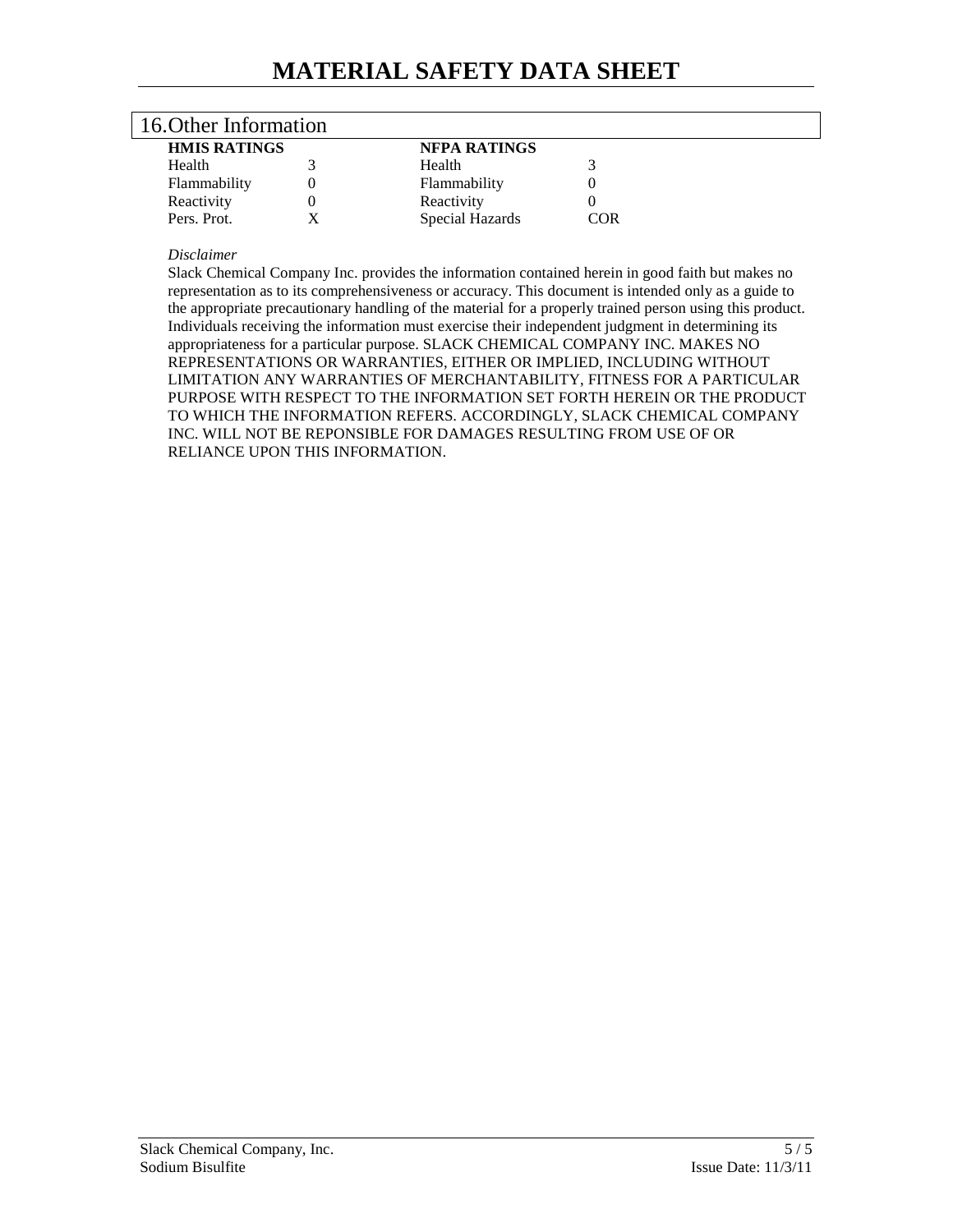# MATERIAL SAFETY DATA SHEET

## 16. Other Information

| HMIS RATINGS | | NFPA RATINGS | |
|---|---|---|---|
| Health | 3 | Health | 3 |
| Flammability | 0 | Flammability | 0 |
| Reactivity | 0 | Reactivity | 0 |
| Pers. Prot. | X | Special Hazards | COR |

*Disclaimer*

Slack Chemical Company Inc. provides the information contained herein in good faith but makes no representation as to its comprehensiveness or accuracy. This document is intended only as a guide to the appropriate precautionary handling of the material for a properly trained person using this product. Individuals receiving the information must exercise their independent judgment in determining its appropriateness for a particular purpose. SLACK CHEMICAL COMPANY INC. MAKES NO REPRESENTATIONS OR WARRANTIES, EITHER OR IMPLIED, INCLUDING WITHOUT LIMITATION ANY WARRANTIES OF MERCHANTABILITY, FITNESS FOR A PARTICULAR PURPOSE WITH RESPECT TO THE INFORMATION SET FORTH HEREIN OR THE PRODUCT TO WHICH THE INFORMATION REFERS. ACCORDINGLY, SLACK CHEMICAL COMPANY INC. WILL NOT BE REPONSIBLE FOR DAMAGES RESULTING FROM USE OF OR RELIANCE UPON THIS INFORMATION.